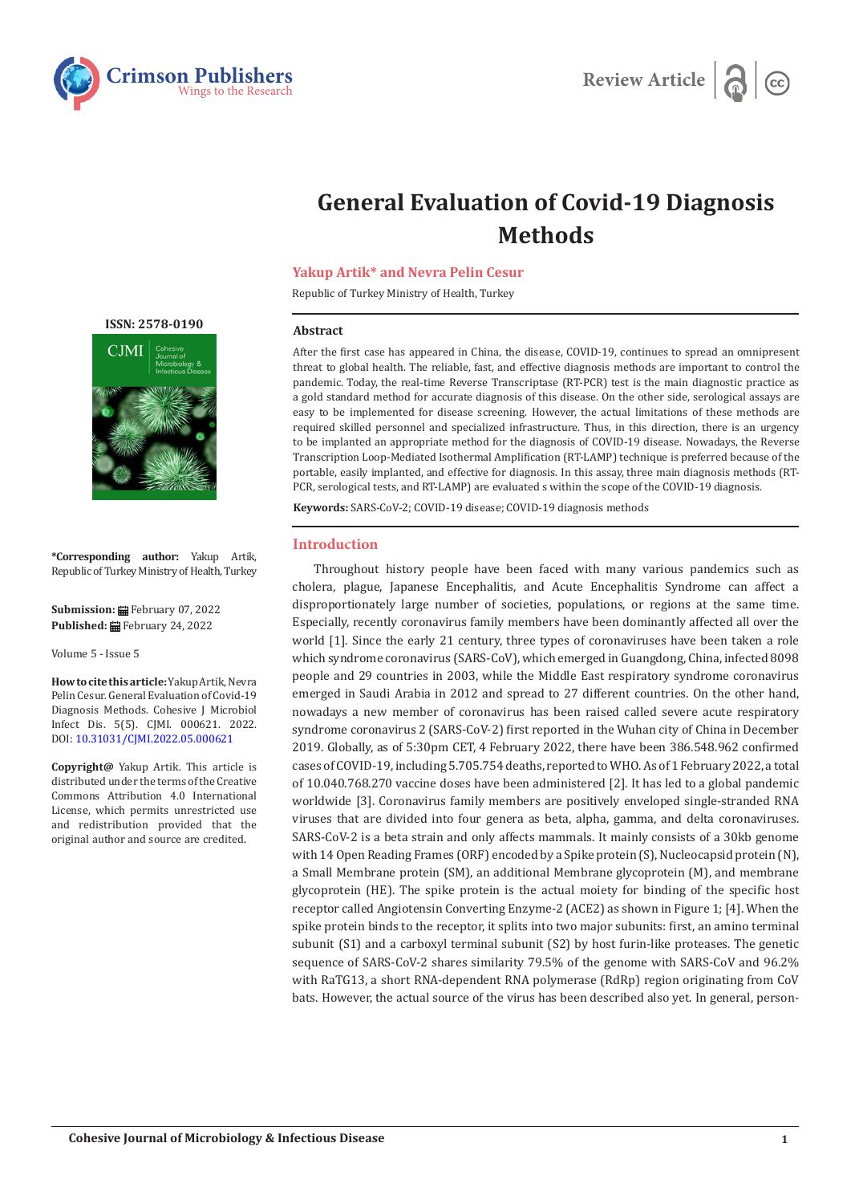# General Evaluation of Covid-19 Diagnosis Methods

**Yakup Artik* and Nevra Pelin Cesur**

Republic of Turkey Ministry of Health, Turkey

**ISSN: 2578-0190**

## Abstract

After the first case has appeared in China, the disease, COVID-19, continues to spread an omnipresent threat to global health. The reliable, fast, and effective diagnosis methods are important to control the pandemic. Today, the real-time Reverse Transcriptase (RT-PCR) test is the main diagnostic practice as a gold standard method for accurate diagnosis of this disease. On the other side, serological assays are easy to be implemented for disease screening. However, the actual limitations of these methods are required skilled personnel and specialized infrastructure. Thus, in this direction, there is an urgency to be implanted an appropriate method for the diagnosis of COVID-19 disease. Nowadays, the Reverse Transcription Loop-Mediated Isothermal Amplification (RT-LAMP) technique is preferred because of the portable, easily implanted, and effective for diagnosis. In this assay, three main diagnosis methods (RT-PCR, serological tests, and RT-LAMP) are evaluated s within the scope of the COVID-19 diagnosis.

**Keywords:** SARS-CoV-2; COVID-19 disease; COVID-19 diagnosis methods

***Corresponding author:** Yakup Artik, Republic of Turkey Ministry of Health, Turkey

**Submission:** February 07, 2022
**Published:** February 24, 2022

Volume 5 - Issue 5

**How to cite this article:** Yakup Artik, Nevra Pelin Cesur. General Evaluation of Covid-19 Diagnosis Methods. Cohesive J Microbiol Infect Dis. 5(5). CJMI. 000621. 2022. DOI: 10.31031/CJMI.2022.05.000621

**Copyright@** Yakup Artik. This article is distributed under the terms of the Creative Commons Attribution 4.0 International License, which permits unrestricted use and redistribution provided that the original author and source are credited.

## Introduction

Throughout history people have been faced with many various pandemics such as cholera, plague, Japanese Encephalitis, and Acute Encephalitis Syndrome can affect a disproportionately large number of societies, populations, or regions at the same time. Especially, recently coronavirus family members have been dominantly affected all over the world [1]. Since the early 21 century, three types of coronaviruses have been taken a role which syndrome coronavirus (SARS-CoV), which emerged in Guangdong, China, infected 8098 people and 29 countries in 2003, while the Middle East respiratory syndrome coronavirus emerged in Saudi Arabia in 2012 and spread to 27 different countries. On the other hand, nowadays a new member of coronavirus has been raised called severe acute respiratory syndrome coronavirus 2 (SARS-CoV-2) first reported in the Wuhan city of China in December 2019. Globally, as of 5:30pm CET, 4 February 2022, there have been 386.548.962 confirmed cases of COVID-19, including 5.705.754 deaths, reported to WHO. As of 1 February 2022, a total of 10.040.768.270 vaccine doses have been administered [2]. It has led to a global pandemic worldwide [3]. Coronavirus family members are positively enveloped single-stranded RNA viruses that are divided into four genera as beta, alpha, gamma, and delta coronaviruses. SARS-CoV-2 is a beta strain and only affects mammals. It mainly consists of a 30kb genome with 14 Open Reading Frames (ORF) encoded by a Spike protein (S), Nucleocapsid protein (N), a Small Membrane protein (SM), an additional Membrane glycoprotein (M), and membrane glycoprotein (HE). The spike protein is the actual moiety for binding of the specific host receptor called Angiotensin Converting Enzyme-2 (ACE2) as shown in Figure 1; [4]. When the spike protein binds to the receptor, it splits into two major subunits: first, an amino terminal subunit (S1) and a carboxyl terminal subunit (S2) by host furin-like proteases. The genetic sequence of SARS-CoV-2 shares similarity 79.5% of the genome with SARS-CoV and 96.2% with RaTG13, a short RNA-dependent RNA polymerase (RdRp) region originating from CoV bats. However, the actual source of the virus has been described also yet. In general, person-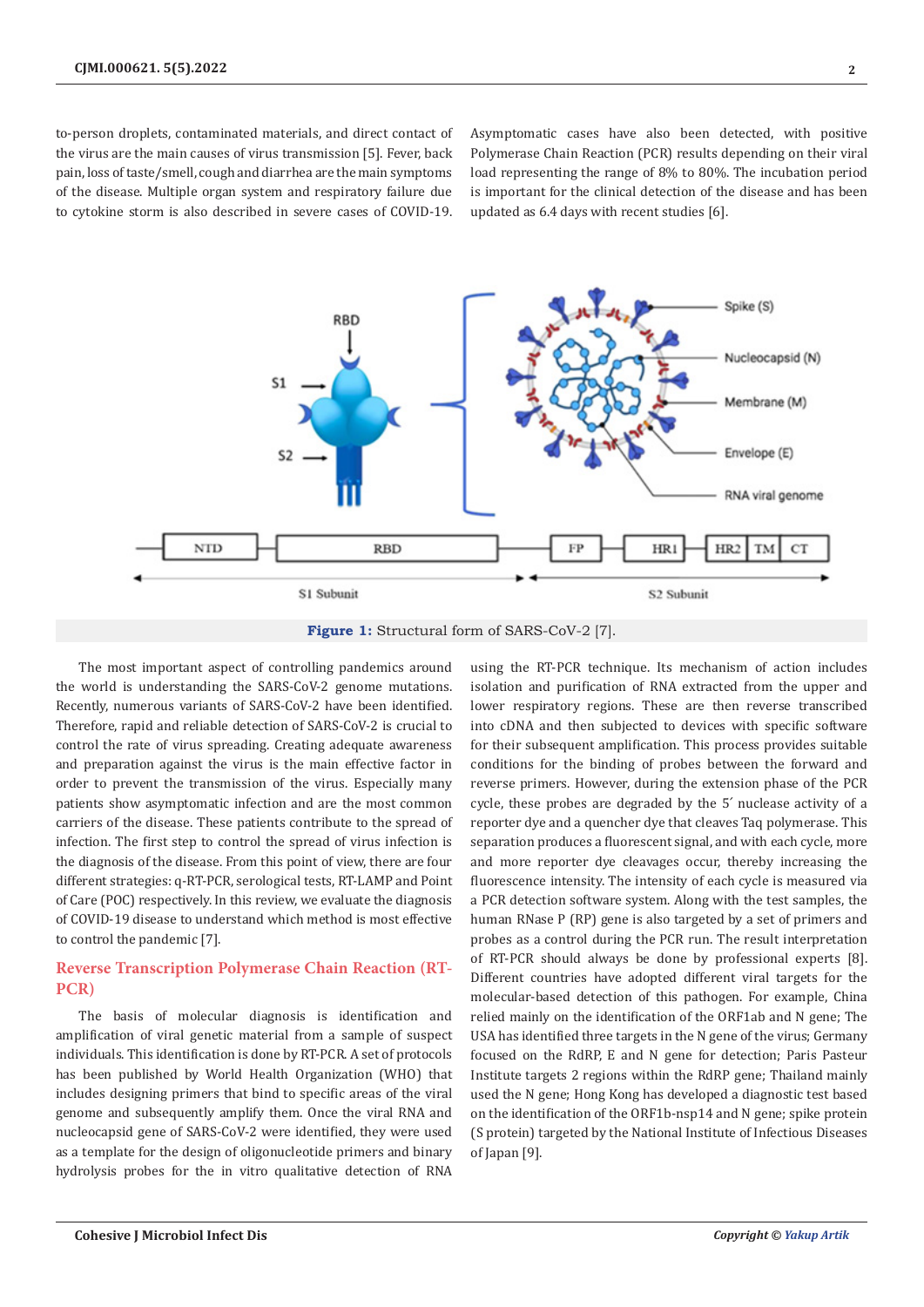to-person droplets, contaminated materials, and direct contact of the virus are the main causes of virus transmission [5]. Fever, back pain, loss of taste/smell, cough and diarrhea are the main symptoms of the disease. Multiple organ system and respiratory failure due to cytokine storm is also described in severe cases of COVID-19. Asymptomatic cases have also been detected, with positive Polymerase Chain Reaction (PCR) results depending on their viral load representing the range of 8% to 80%. The incubation period is important for the clinical detection of the disease and has been updated as 6.4 days with recent studies [6].

**Figure 1:** Structural form of SARS-CoV-2 [7].

The most important aspect of controlling pandemics around the world is understanding the SARS-CoV-2 genome mutations. Recently, numerous variants of SARS-CoV-2 have been identified. Therefore, rapid and reliable detection of SARS-CoV-2 is crucial to control the rate of virus spreading. Creating adequate awareness and preparation against the virus is the main effective factor in order to prevent the transmission of the virus. Especially many patients show asymptomatic infection and are the most common carriers of the disease. These patients contribute to the spread of infection. The first step to control the spread of virus infection is the diagnosis of the disease. From this point of view, there are four different strategies: q-RT-PCR, serological tests, RT-LAMP and Point of Care (POC) respectively. In this review, we evaluate the diagnosis of COVID-19 disease to understand which method is most effective to control the pandemic [7].

## Reverse Transcription Polymerase Chain Reaction (RT-PCR)

The basis of molecular diagnosis is identification and amplification of viral genetic material from a sample of suspect individuals. This identification is done by RT-PCR. A set of protocols has been published by World Health Organization (WHO) that includes designing primers that bind to specific areas of the viral genome and subsequently amplify them. Once the viral RNA and nucleocapsid gene of SARS-CoV-2 were identified, they were used as a template for the design of oligonucleotide primers and binary hydrolysis probes for the in vitro qualitative detection of RNA using the RT-PCR technique. Its mechanism of action includes isolation and purification of RNA extracted from the upper and lower respiratory regions. These are then reverse transcribed into cDNA and then subjected to devices with specific software for their subsequent amplification. This process provides suitable conditions for the binding of probes between the forward and reverse primers. However, during the extension phase of the PCR cycle, these probes are degraded by the 5′ nuclease activity of a reporter dye and a quencher dye that cleaves Taq polymerase. This separation produces a fluorescent signal, and with each cycle, more and more reporter dye cleavages occur, thereby increasing the fluorescence intensity. The intensity of each cycle is measured via a PCR detection software system. Along with the test samples, the human RNase P (RP) gene is also targeted by a set of primers and probes as a control during the PCR run. The result interpretation of RT-PCR should always be done by professional experts [8]. Different countries have adopted different viral targets for the molecular-based detection of this pathogen. For example, China relied mainly on the identification of the ORF1ab and N gene; The USA has identified three targets in the N gene of the virus; Germany focused on the RdRP, E and N gene for detection; Paris Pasteur Institute targets 2 regions within the RdRP gene; Thailand mainly used the N gene; Hong Kong has developed a diagnostic test based on the identification of the ORF1b-nsp14 and N gene; spike protein (S protein) targeted by the National Institute of Infectious Diseases of Japan [9].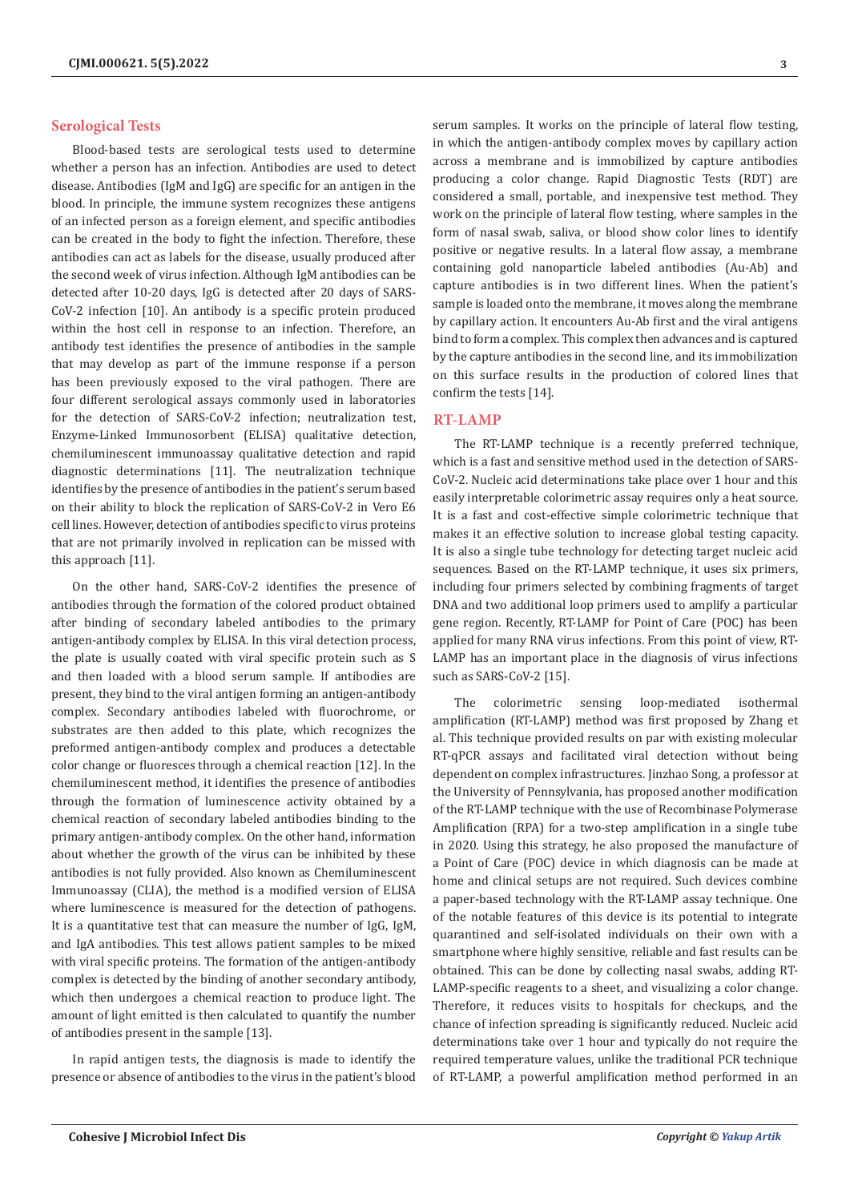## Serological Tests

Blood-based tests are serological tests used to determine whether a person has an infection. Antibodies are used to detect disease. Antibodies (IgM and IgG) are specific for an antigen in the blood. In principle, the immune system recognizes these antigens of an infected person as a foreign element, and specific antibodies can be created in the body to fight the infection. Therefore, these antibodies can act as labels for the disease, usually produced after the second week of virus infection. Although IgM antibodies can be detected after 10-20 days, IgG is detected after 20 days of SARS-CoV-2 infection [10]. An antibody is a specific protein produced within the host cell in response to an infection. Therefore, an antibody test identifies the presence of antibodies in the sample that may develop as part of the immune response if a person has been previously exposed to the viral pathogen. There are four different serological assays commonly used in laboratories for the detection of SARS-CoV-2 infection; neutralization test, Enzyme-Linked Immunosorbent (ELISA) qualitative detection, chemiluminescent immunoassay qualitative detection and rapid diagnostic determinations [11]. The neutralization technique identifies by the presence of antibodies in the patient's serum based on their ability to block the replication of SARS-CoV-2 in Vero E6 cell lines. However, detection of antibodies specific to virus proteins that are not primarily involved in replication can be missed with this approach [11].

On the other hand, SARS-CoV-2 identifies the presence of antibodies through the formation of the colored product obtained after binding of secondary labeled antibodies to the primary antigen-antibody complex by ELISA. In this viral detection process, the plate is usually coated with viral specific protein such as S and then loaded with a blood serum sample. If antibodies are present, they bind to the viral antigen forming an antigen-antibody complex. Secondary antibodies labeled with fluorochrome, or substrates are then added to this plate, which recognizes the preformed antigen-antibody complex and produces a detectable color change or fluoresces through a chemical reaction [12]. In the chemiluminescent method, it identifies the presence of antibodies through the formation of luminescence activity obtained by a chemical reaction of secondary labeled antibodies binding to the primary antigen-antibody complex. On the other hand, information about whether the growth of the virus can be inhibited by these antibodies is not fully provided. Also known as Chemiluminescent Immunoassay (CLIA), the method is a modified version of ELISA where luminescence is measured for the detection of pathogens. It is a quantitative test that can measure the number of IgG, IgM, and IgA antibodies. This test allows patient samples to be mixed with viral specific proteins. The formation of the antigen-antibody complex is detected by the binding of another secondary antibody, which then undergoes a chemical reaction to produce light. The amount of light emitted is then calculated to quantify the number of antibodies present in the sample [13].

In rapid antigen tests, the diagnosis is made to identify the presence or absence of antibodies to the virus in the patient's blood serum samples. It works on the principle of lateral flow testing, in which the antigen-antibody complex moves by capillary action across a membrane and is immobilized by capture antibodies producing a color change. Rapid Diagnostic Tests (RDT) are considered a small, portable, and inexpensive test method. They work on the principle of lateral flow testing, where samples in the form of nasal swab, saliva, or blood show color lines to identify positive or negative results. In a lateral flow assay, a membrane containing gold nanoparticle labeled antibodies (Au-Ab) and capture antibodies is in two different lines. When the patient's sample is loaded onto the membrane, it moves along the membrane by capillary action. It encounters Au-Ab first and the viral antigens bind to form a complex. This complex then advances and is captured by the capture antibodies in the second line, and its immobilization on this surface results in the production of colored lines that confirm the tests [14].

## RT-LAMP

The RT-LAMP technique is a recently preferred technique, which is a fast and sensitive method used in the detection of SARS-CoV-2. Nucleic acid determinations take place over 1 hour and this easily interpretable colorimetric assay requires only a heat source. It is a fast and cost-effective simple colorimetric technique that makes it an effective solution to increase global testing capacity. It is also a single tube technology for detecting target nucleic acid sequences. Based on the RT-LAMP technique, it uses six primers, including four primers selected by combining fragments of target DNA and two additional loop primers used to amplify a particular gene region. Recently, RT-LAMP for Point of Care (POC) has been applied for many RNA virus infections. From this point of view, RT-LAMP has an important place in the diagnosis of virus infections such as SARS-CoV-2 [15].

The colorimetric sensing loop-mediated isothermal amplification (RT-LAMP) method was first proposed by Zhang et al. This technique provided results on par with existing molecular RT-qPCR assays and facilitated viral detection without being dependent on complex infrastructures. Jinzhao Song, a professor at the University of Pennsylvania, has proposed another modification of the RT-LAMP technique with the use of Recombinase Polymerase Amplification (RPA) for a two-step amplification in a single tube in 2020. Using this strategy, he also proposed the manufacture of a Point of Care (POC) device in which diagnosis can be made at home and clinical setups are not required. Such devices combine a paper-based technology with the RT-LAMP assay technique. One of the notable features of this device is its potential to integrate quarantined and self-isolated individuals on their own with a smartphone where highly sensitive, reliable and fast results can be obtained. This can be done by collecting nasal swabs, adding RT-LAMP-specific reagents to a sheet, and visualizing a color change. Therefore, it reduces visits to hospitals for checkups, and the chance of infection spreading is significantly reduced. Nucleic acid determinations take over 1 hour and typically do not require the required temperature values, unlike the traditional PCR technique of RT-LAMP, a powerful amplification method performed in an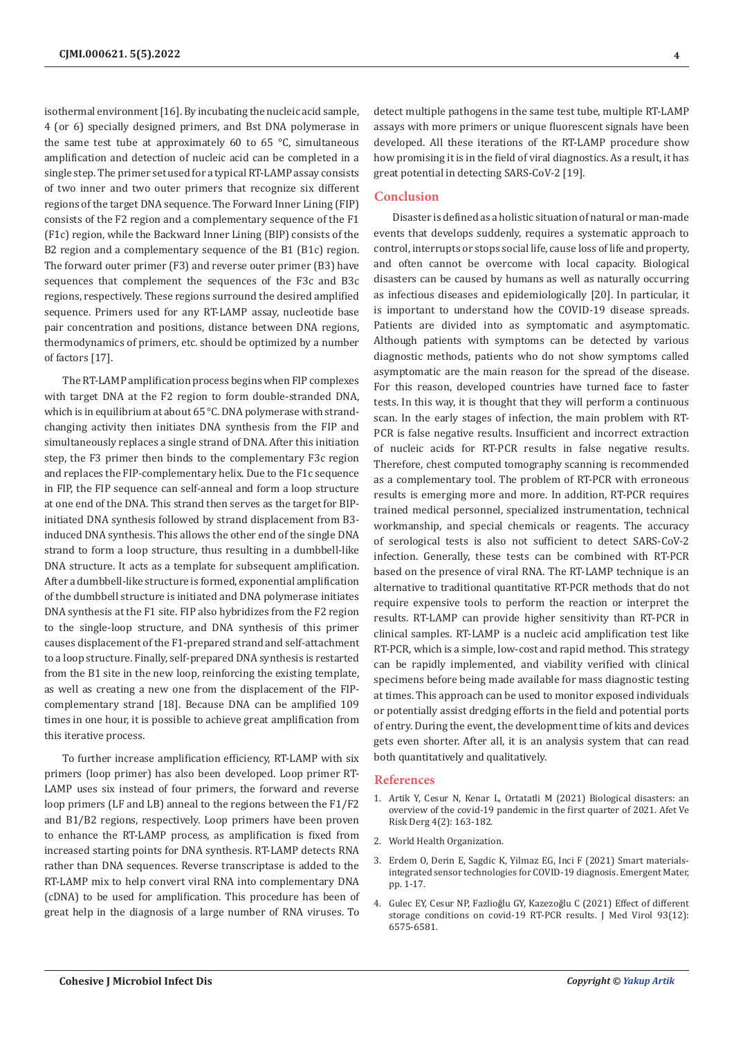isothermal environment [16]. By incubating the nucleic acid sample, 4 (or 6) specially designed primers, and Bst DNA polymerase in the same test tube at approximately 60 to 65 °C, simultaneous amplification and detection of nucleic acid can be completed in a single step. The primer set used for a typical RT-LAMP assay consists of two inner and two outer primers that recognize six different regions of the target DNA sequence. The Forward Inner Lining (FIP) consists of the F2 region and a complementary sequence of the F1 (F1c) region, while the Backward Inner Lining (BIP) consists of the B2 region and a complementary sequence of the B1 (B1c) region. The forward outer primer (F3) and reverse outer primer (B3) have sequences that complement the sequences of the F3c and B3c regions, respectively. These regions surround the desired amplified sequence. Primers used for any RT-LAMP assay, nucleotide base pair concentration and positions, distance between DNA regions, thermodynamics of primers, etc. should be optimized by a number of factors [17].

The RT-LAMP amplification process begins when FIP complexes with target DNA at the F2 region to form double-stranded DNA, which is in equilibrium at about 65 °C. DNA polymerase with strand-changing activity then initiates DNA synthesis from the FIP and simultaneously replaces a single strand of DNA. After this initiation step, the F3 primer then binds to the complementary F3c region and replaces the FIP-complementary helix. Due to the F1c sequence in FIP, the FIP sequence can self-anneal and form a loop structure at one end of the DNA. This strand then serves as the target for BIP-initiated DNA synthesis followed by strand displacement from B3-induced DNA synthesis. This allows the other end of the single DNA strand to form a loop structure, thus resulting in a dumbbell-like DNA structure. It acts as a template for subsequent amplification. After a dumbbell-like structure is formed, exponential amplification of the dumbbell structure is initiated and DNA polymerase initiates DNA synthesis at the F1 site. FIP also hybridizes from the F2 region to the single-loop structure, and DNA synthesis of this primer causes displacement of the F1-prepared strand and self-attachment to a loop structure. Finally, self-prepared DNA synthesis is restarted from the B1 site in the new loop, reinforcing the existing template, as well as creating a new one from the displacement of the FIP-complementary strand [18]. Because DNA can be amplified 109 times in one hour, it is possible to achieve great amplification from this iterative process.

To further increase amplification efficiency, RT-LAMP with six primers (loop primer) has also been developed. Loop primer RT-LAMP uses six instead of four primers, the forward and reverse loop primers (LF and LB) anneal to the regions between the F1/F2 and B1/B2 regions, respectively. Loop primers have been proven to enhance the RT-LAMP process, as amplification is fixed from increased starting points for DNA synthesis. RT-LAMP detects RNA rather than DNA sequences. Reverse transcriptase is added to the RT-LAMP mix to help convert viral RNA into complementary DNA (cDNA) to be used for amplification. This procedure has been of great help in the diagnosis of a large number of RNA viruses. To detect multiple pathogens in the same test tube, multiple RT-LAMP assays with more primers or unique fluorescent signals have been developed. All these iterations of the RT-LAMP procedure show how promising it is in the field of viral diagnostics. As a result, it has great potential in detecting SARS-CoV-2 [19].

## Conclusion

Disaster is defined as a holistic situation of natural or man-made events that develops suddenly, requires a systematic approach to control, interrupts or stops social life, cause loss of life and property, and often cannot be overcome with local capacity. Biological disasters can be caused by humans as well as naturally occurring as infectious diseases and epidemiologically [20]. In particular, it is important to understand how the COVID-19 disease spreads. Patients are divided into as symptomatic and asymptomatic. Although patients with symptoms can be detected by various diagnostic methods, patients who do not show symptoms called asymptomatic are the main reason for the spread of the disease. For this reason, developed countries have turned face to faster tests. In this way, it is thought that they will perform a continuous scan. In the early stages of infection, the main problem with RT-PCR is false negative results. Insufficient and incorrect extraction of nucleic acids for RT-PCR results in false negative results. Therefore, chest computed tomography scanning is recommended as a complementary tool. The problem of RT-PCR with erroneous results is emerging more and more. In addition, RT-PCR requires trained medical personnel, specialized instrumentation, technical workmanship, and special chemicals or reagents. The accuracy of serological tests is also not sufficient to detect SARS-CoV-2 infection. Generally, these tests can be combined with RT-PCR based on the presence of viral RNA. The RT-LAMP technique is an alternative to traditional quantitative RT-PCR methods that do not require expensive tools to perform the reaction or interpret the results. RT-LAMP can provide higher sensitivity than RT-PCR in clinical samples. RT-LAMP is a nucleic acid amplification test like RT-PCR, which is a simple, low-cost and rapid method. This strategy can be rapidly implemented, and viability verified with clinical specimens before being made available for mass diagnostic testing at times. This approach can be used to monitor exposed individuals or potentially assist dredging efforts in the field and potential ports of entry. During the event, the development time of kits and devices gets even shorter. After all, it is an analysis system that can read both quantitatively and qualitatively.

## References

1. Artik Y, Cesur N, Kenar L, Ortatatli M (2021) Biological disasters: an overview of the covid-19 pandemic in the first quarter of 2021. Afet Ve Risk Derg 4(2): 163-182.
2. World Health Organization.
3. Erdem O, Derin E, Sagdic K, Yilmaz EG, Inci F (2021) Smart materials-integrated sensor technologies for COVID-19 diagnosis. Emergent Mater, pp. 1-17.
4. Gulec EY, Cesur NP, Fazlioğlu GY, Kazezoğlu C (2021) Effect of different storage conditions on covid-19 RT-PCR results. J Med Virol 93(12): 6575-6581.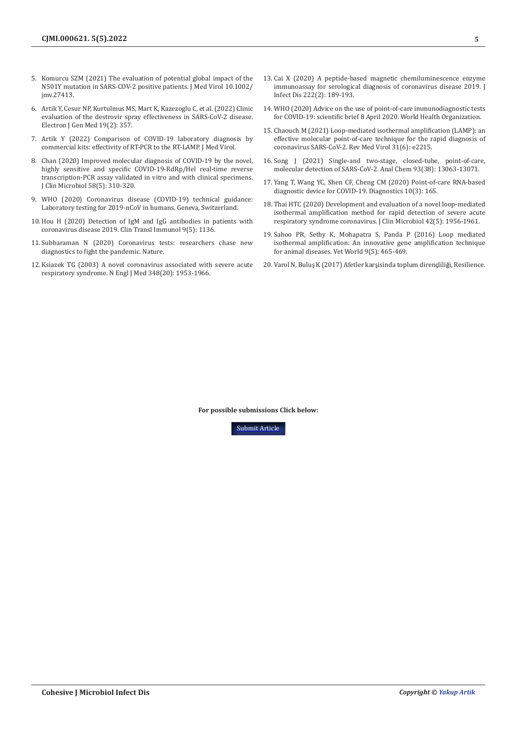5. Komurcu SZM (2021) The evaluation of potential global impact of the N501Y mutation in SARS-COV-2 positive patients. J Med Virol 10.1002/jmv.27413.
6. Artik Y, Cesur NP, Kurtulmus MS, Mart K, Kazezoglu C, et al. (2022) Clinic evaluation of the destrovir spray effectiveness in SARS-CoV-2 disease. Electron J Gen Med 19(2): 357.
7. Artik Y (2022) Comparison of COVID-19 laboratory diagnosis by commercial kits: effectivity of RT-PCR to the RT-LAMP. J Med Virol.
8. Chan (2020) Improved molecular diagnosis of COVID-19 by the novel, highly sensitive and specific COVID-19-RdRp/Hel real-time reverse transcription-PCR assay validated in vitro and with clinical specimens. J Clin Microbiol 58(5): 310-320.
9. WHO (2020) Coronavirus disease (COVID-19) technical guidance: Laboratory testing for 2019-nCoV in humans. Geneva, Switzerland.
10. Hou H (2020) Detection of IgM and IgG antibodies in patients with coronavirus disease 2019. Clin Transl Immunol 9(5): 1136.
11. Subbaraman N (2020) Coronavirus tests: researchers chase new diagnostics to fight the pandemic. Nature.
12. Ksiazek TG (2003) A novel coronavirus associated with severe acute respiratory syndrome. N Engl J Med 348(20): 1953-1966.
13. Cai X (2020) A peptide-based magnetic chemiluminescence enzyme immunoassay for serological diagnosis of coronavirus disease 2019. J Infect Dis 222(2): 189-193.
14. WHO (2020) Advice on the use of point-of-care immunodiagnostic tests for COVID-19: scientific brief 8 April 2020. World Health Organization.
15. Chaouch M (2021) Loop-mediated isothermal amplification (LAMP): an effective molecular point-of-care technique for the rapid diagnosis of coronavirus SARS-CoV-2. Rev Med Virol 31(6): e2215.
16. Song J (2021) Single-and two-stage, closed-tube, point-of-care, molecular detection of SARS-CoV-2. Anal Chem 93(38): 13063-13071.
17. Yang T, Wang YC, Shen CF, Cheng CM (2020) Point-of-care RNA-based diagnostic device for COVID-19. Diagnostics 10(3): 165.
18. Thai HTC (2020) Development and evaluation of a novel loop-mediated isothermal amplification method for rapid detection of severe acute respiratory syndrome coronavirus. J Clin Microbiol 42(5): 1956-1961.
19. Sahoo PR, Sethy K, Mohapatra S, Panda P (2016) Loop mediated isothermal amplification: An innovative gene amplification technique for animal diseases. Vet World 9(5): 465-469.
20. Varol N, Buluş K (2017) Afetler karşisinda toplum dirençliliği, Resilience.

**For possible submissions Click below:**

Submit Article